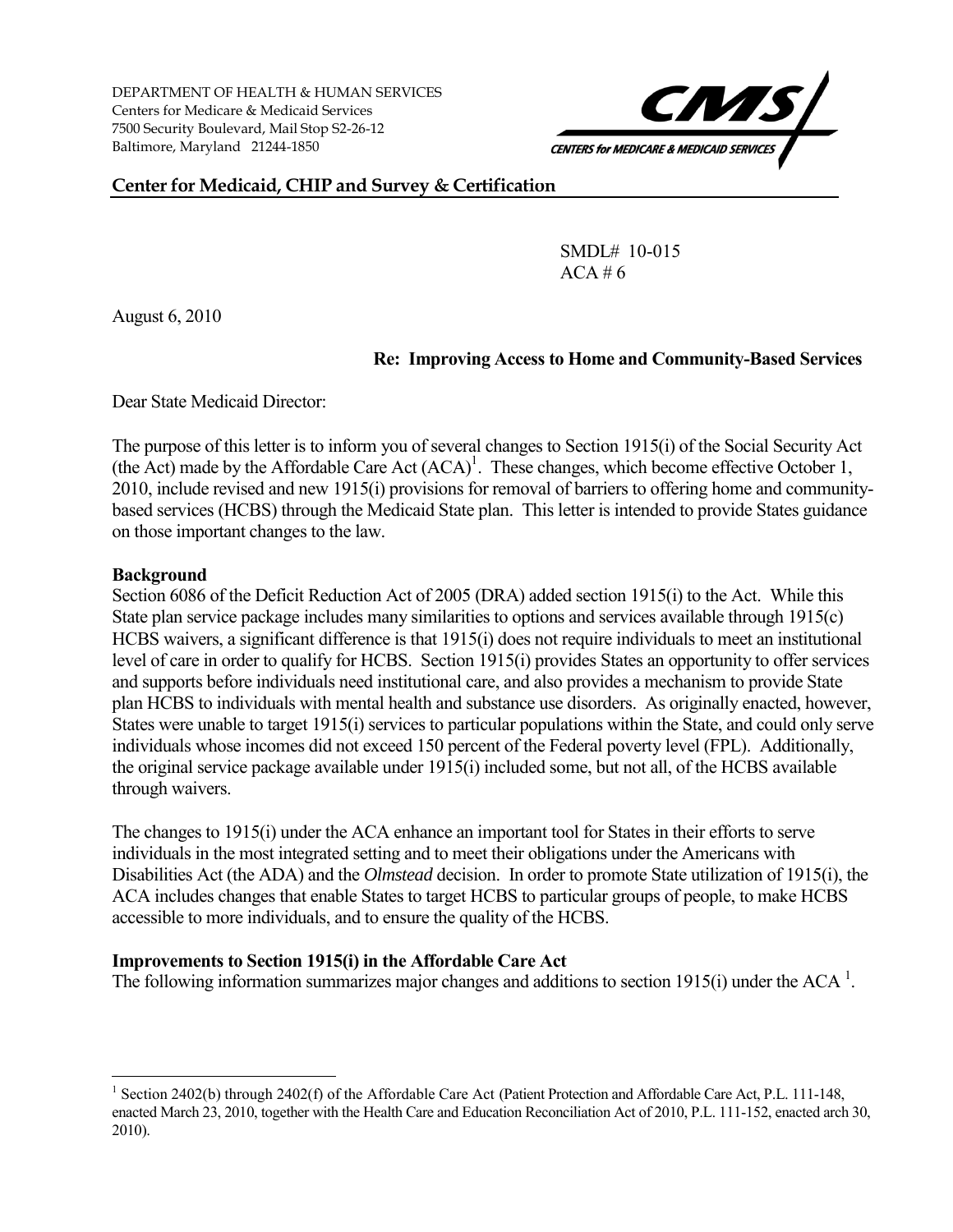DEPARTMENT OF HEALTH & HUMAN SERVICES
Centers for Medicare & Medicaid Services
7500 Security Boulevard, Mail Stop S2-26-12
Baltimore, Maryland 21244-1850

CMS — CENTERS for MEDICARE & MEDICAID SERVICES

**Center for Medicaid, CHIP and Survey & Certification**

SMDL# 10-015
ACA # 6

August 6, 2010

**Re: Improving Access to Home and Community-Based Services**

Dear State Medicaid Director:

The purpose of this letter is to inform you of several changes to Section 1915(i) of the Social Security Act (the Act) made by the Affordable Care Act (ACA)[1]. These changes, which become effective October 1, 2010, include revised and new 1915(i) provisions for removal of barriers to offering home and community-based services (HCBS) through the Medicaid State plan. This letter is intended to provide States guidance on those important changes to the law.

**Background**

Section 6086 of the Deficit Reduction Act of 2005 (DRA) added section 1915(i) to the Act. While this State plan service package includes many similarities to options and services available through 1915(c) HCBS waivers, a significant difference is that 1915(i) does not require individuals to meet an institutional level of care in order to qualify for HCBS. Section 1915(i) provides States an opportunity to offer services and supports before individuals need institutional care, and also provides a mechanism to provide State plan HCBS to individuals with mental health and substance use disorders. As originally enacted, however, States were unable to target 1915(i) services to particular populations within the State, and could only serve individuals whose incomes did not exceed 150 percent of the Federal poverty level (FPL). Additionally, the original service package available under 1915(i) included some, but not all, of the HCBS available through waivers.

The changes to 1915(i) under the ACA enhance an important tool for States in their efforts to serve individuals in the most integrated setting and to meet their obligations under the Americans with Disabilities Act (the ADA) and the *Olmstead* decision. In order to promote State utilization of 1915(i), the ACA includes changes that enable States to target HCBS to particular groups of people, to make HCBS accessible to more individuals, and to ensure the quality of the HCBS.

**Improvements to Section 1915(i) in the Affordable Care Act**

The following information summarizes major changes and additions to section 1915(i) under the ACA [1].

[1] Section 2402(b) through 2402(f) of the Affordable Care Act (Patient Protection and Affordable Care Act, P.L. 111-148, enacted March 23, 2010, together with the Health Care and Education Reconciliation Act of 2010, P.L. 111-152, enacted arch 30, 2010).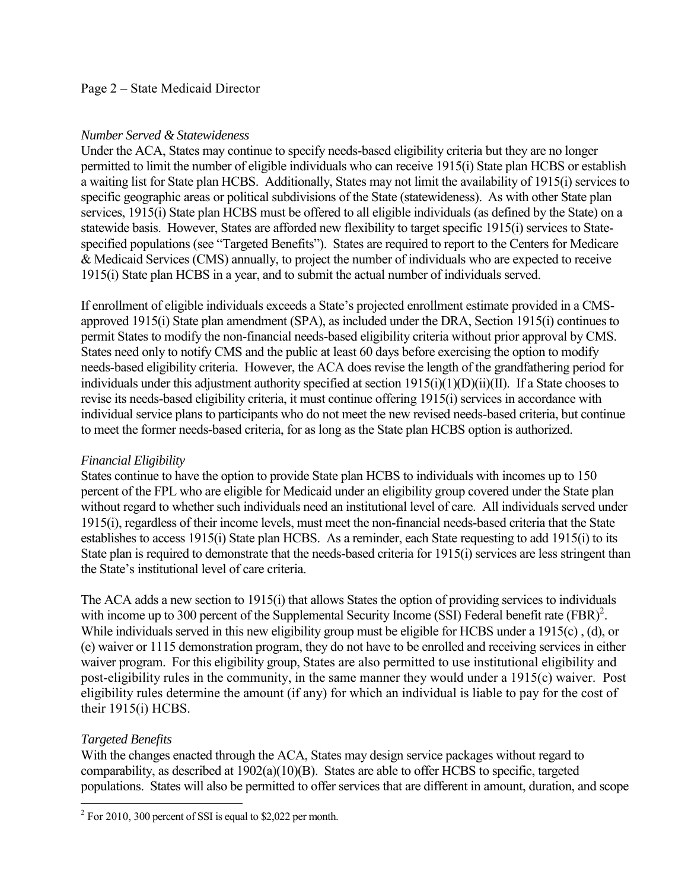*Number Served & Statewideness*

Under the ACA, States may continue to specify needs-based eligibility criteria but they are no longer permitted to limit the number of eligible individuals who can receive 1915(i) State plan HCBS or establish a waiting list for State plan HCBS. Additionally, States may not limit the availability of 1915(i) services to specific geographic areas or political subdivisions of the State (statewideness). As with other State plan services, 1915(i) State plan HCBS must be offered to all eligible individuals (as defined by the State) on a statewide basis. However, States are afforded new flexibility to target specific 1915(i) services to State-specified populations (see "Targeted Benefits"). States are required to report to the Centers for Medicare & Medicaid Services (CMS) annually, to project the number of individuals who are expected to receive 1915(i) State plan HCBS in a year, and to submit the actual number of individuals served.

If enrollment of eligible individuals exceeds a State's projected enrollment estimate provided in a CMS-approved 1915(i) State plan amendment (SPA), as included under the DRA, Section 1915(i) continues to permit States to modify the non-financial needs-based eligibility criteria without prior approval by CMS. States need only to notify CMS and the public at least 60 days before exercising the option to modify needs-based eligibility criteria. However, the ACA does revise the length of the grandfathering period for individuals under this adjustment authority specified at section 1915(i)(1)(D)(ii)(II). If a State chooses to revise its needs-based eligibility criteria, it must continue offering 1915(i) services in accordance with individual service plans to participants who do not meet the new revised needs-based criteria, but continue to meet the former needs-based criteria, for as long as the State plan HCBS option is authorized.

*Financial Eligibility*

States continue to have the option to provide State plan HCBS to individuals with incomes up to 150 percent of the FPL who are eligible for Medicaid under an eligibility group covered under the State plan without regard to whether such individuals need an institutional level of care. All individuals served under 1915(i), regardless of their income levels, must meet the non-financial needs-based criteria that the State establishes to access 1915(i) State plan HCBS. As a reminder, each State requesting to add 1915(i) to its State plan is required to demonstrate that the needs-based criteria for 1915(i) services are less stringent than the State's institutional level of care criteria.

The ACA adds a new section to 1915(i) that allows States the option of providing services to individuals with income up to 300 percent of the Supplemental Security Income (SSI) Federal benefit rate (FBR)[2]. While individuals served in this new eligibility group must be eligible for HCBS under a 1915(c) , (d), or (e) waiver or 1115 demonstration program, they do not have to be enrolled and receiving services in either waiver program. For this eligibility group, States are also permitted to use institutional eligibility and post-eligibility rules in the community, in the same manner they would under a 1915(c) waiver. Post eligibility rules determine the amount (if any) for which an individual is liable to pay for the cost of their 1915(i) HCBS.

*Targeted Benefits*

With the changes enacted through the ACA, States may design service packages without regard to comparability, as described at 1902(a)(10)(B). States are able to offer HCBS to specific, targeted populations. States will also be permitted to offer services that are different in amount, duration, and scope

[2] For 2010, 300 percent of SSI is equal to $2,022 per month.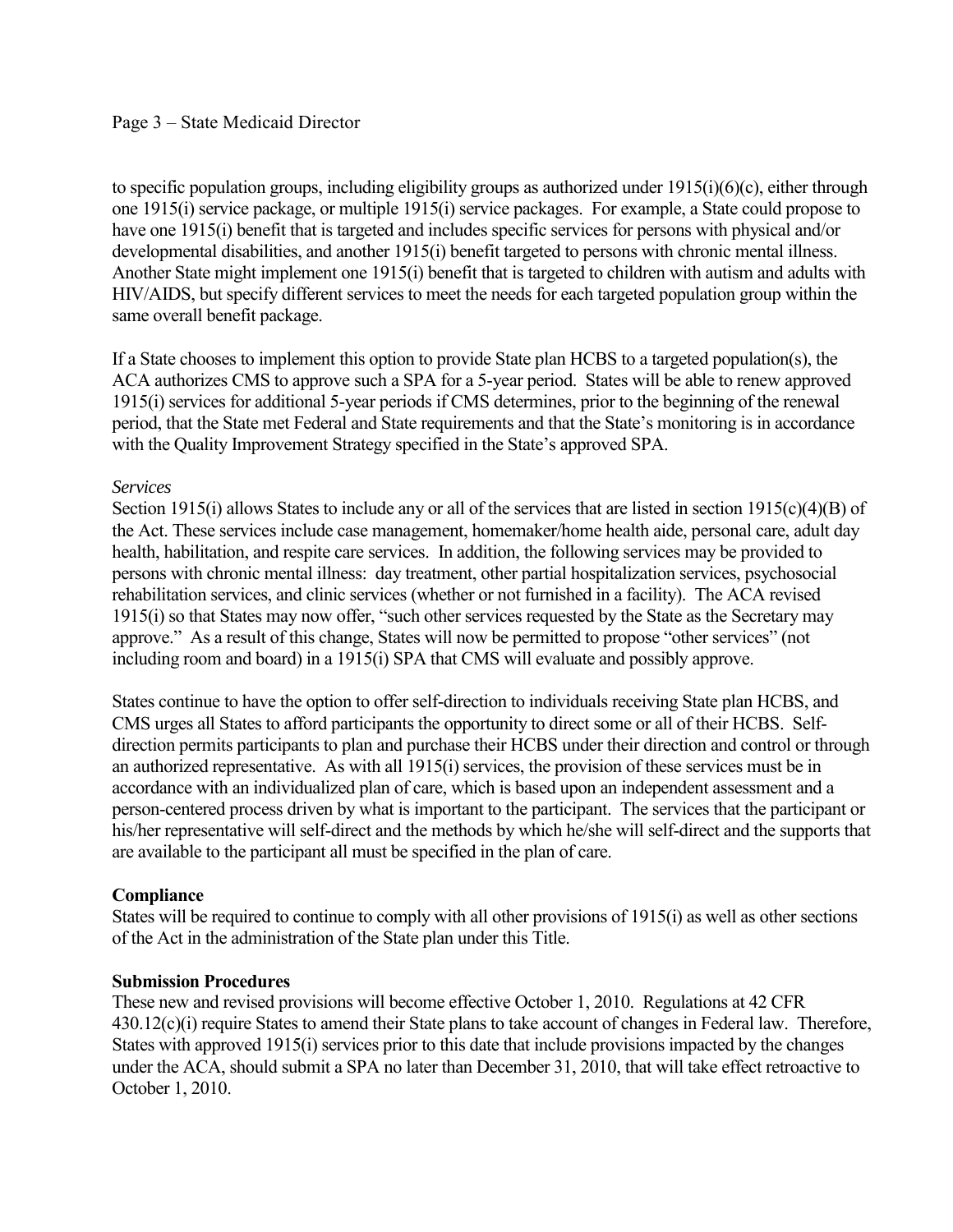to specific population groups, including eligibility groups as authorized under 1915(i)(6)(c), either through one 1915(i) service package, or multiple 1915(i) service packages. For example, a State could propose to have one 1915(i) benefit that is targeted and includes specific services for persons with physical and/or developmental disabilities, and another 1915(i) benefit targeted to persons with chronic mental illness. Another State might implement one 1915(i) benefit that is targeted to children with autism and adults with HIV/AIDS, but specify different services to meet the needs for each targeted population group within the same overall benefit package.

If a State chooses to implement this option to provide State plan HCBS to a targeted population(s), the ACA authorizes CMS to approve such a SPA for a 5-year period. States will be able to renew approved 1915(i) services for additional 5-year periods if CMS determines, prior to the beginning of the renewal period, that the State met Federal and State requirements and that the State's monitoring is in accordance with the Quality Improvement Strategy specified in the State's approved SPA.

*Services*

Section 1915(i) allows States to include any or all of the services that are listed in section 1915(c)(4)(B) of the Act. These services include case management, homemaker/home health aide, personal care, adult day health, habilitation, and respite care services. In addition, the following services may be provided to persons with chronic mental illness: day treatment, other partial hospitalization services, psychosocial rehabilitation services, and clinic services (whether or not furnished in a facility). The ACA revised 1915(i) so that States may now offer, "such other services requested by the State as the Secretary may approve." As a result of this change, States will now be permitted to propose "other services" (not including room and board) in a 1915(i) SPA that CMS will evaluate and possibly approve.

States continue to have the option to offer self-direction to individuals receiving State plan HCBS, and CMS urges all States to afford participants the opportunity to direct some or all of their HCBS. Self-direction permits participants to plan and purchase their HCBS under their direction and control or through an authorized representative. As with all 1915(i) services, the provision of these services must be in accordance with an individualized plan of care, which is based upon an independent assessment and a person-centered process driven by what is important to the participant. The services that the participant or his/her representative will self-direct and the methods by which he/she will self-direct and the supports that are available to the participant all must be specified in the plan of care.

**Compliance**

States will be required to continue to comply with all other provisions of 1915(i) as well as other sections of the Act in the administration of the State plan under this Title.

**Submission Procedures**

These new and revised provisions will become effective October 1, 2010. Regulations at 42 CFR 430.12(c)(i) require States to amend their State plans to take account of changes in Federal law. Therefore, States with approved 1915(i) services prior to this date that include provisions impacted by the changes under the ACA, should submit a SPA no later than December 31, 2010, that will take effect retroactive to October 1, 2010.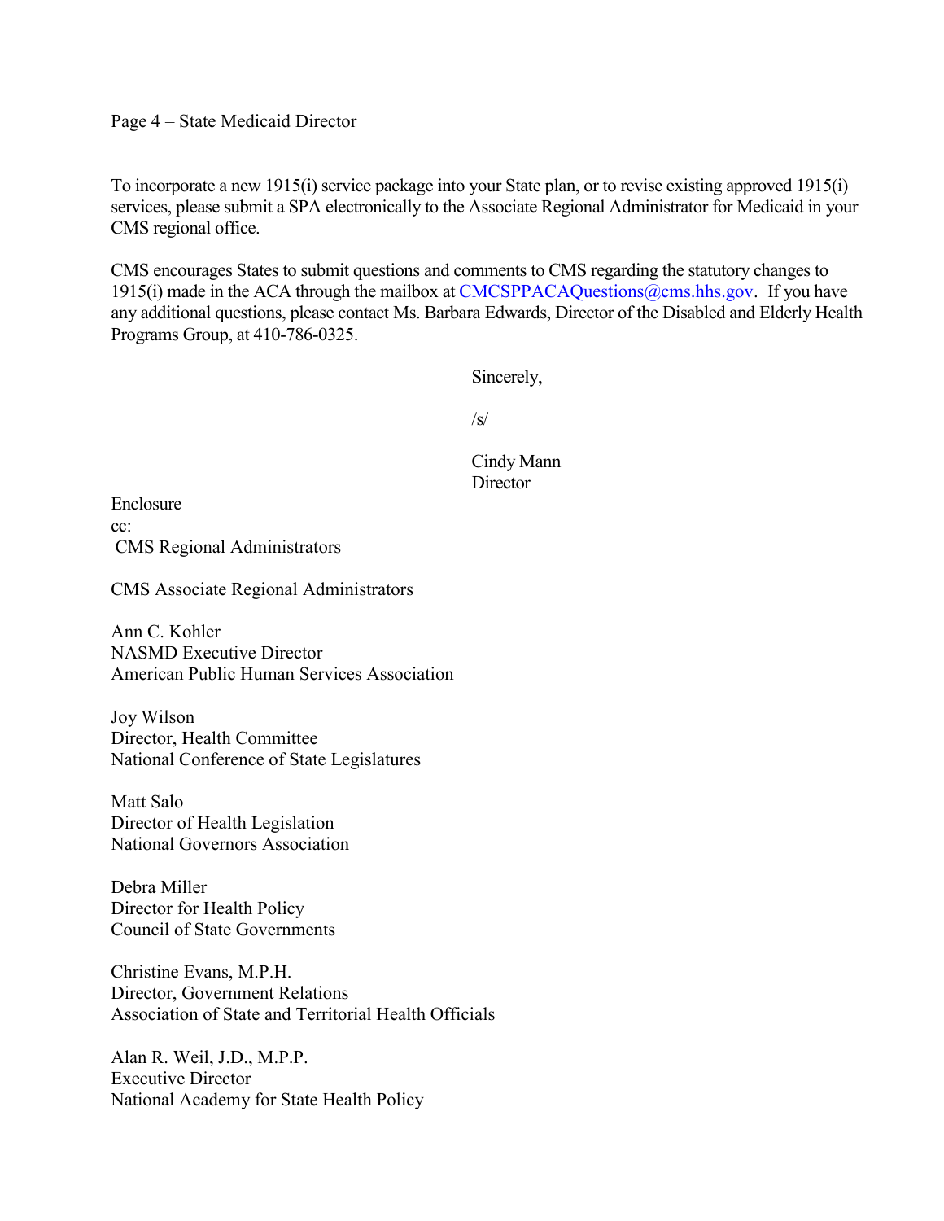To incorporate a new 1915(i) service package into your State plan, or to revise existing approved 1915(i) services, please submit a SPA electronically to the Associate Regional Administrator for Medicaid in your CMS regional office.

CMS encourages States to submit questions and comments to CMS regarding the statutory changes to 1915(i) made in the ACA through the mailbox at CMCSPPACAQuestions@cms.hhs.gov. If you have any additional questions, please contact Ms. Barbara Edwards, Director of the Disabled and Elderly Health Programs Group, at 410-786-0325.

Sincerely,

/s/

Cindy Mann
Director

Enclosure
cc:
CMS Regional Administrators

CMS Associate Regional Administrators

Ann C. Kohler
NASMD Executive Director
American Public Human Services Association

Joy Wilson
Director, Health Committee
National Conference of State Legislatures

Matt Salo
Director of Health Legislation
National Governors Association

Debra Miller
Director for Health Policy
Council of State Governments

Christine Evans, M.P.H.
Director, Government Relations
Association of State and Territorial Health Officials

Alan R. Weil, J.D., M.P.P.
Executive Director
National Academy for State Health Policy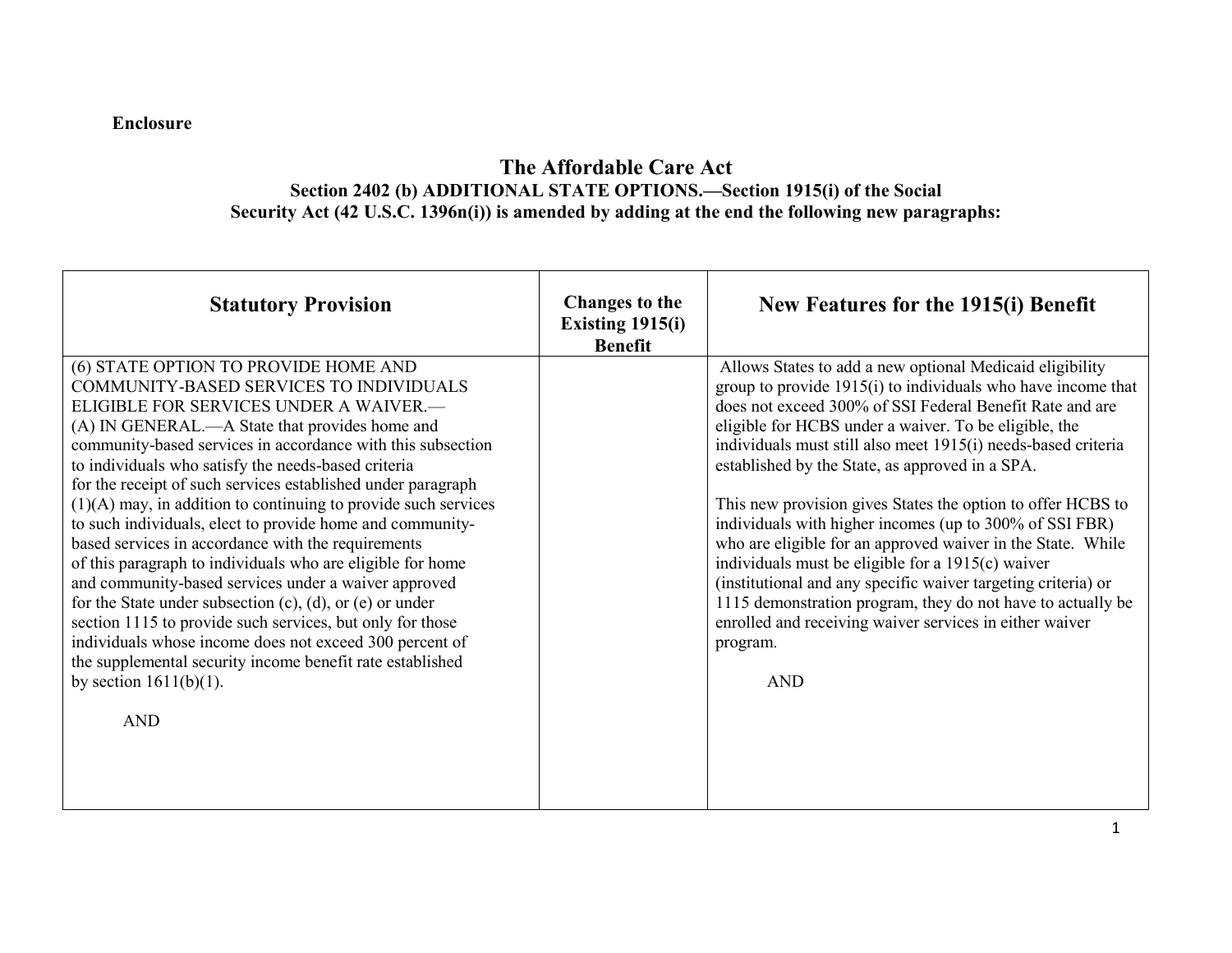**Enclosure**

# The Affordable Care Act

## Section 2402 (b) ADDITIONAL STATE OPTIONS.—Section 1915(i) of the Social Security Act (42 U.S.C. 1396n(i)) is amended by adding at the end the following new paragraphs:

| Statutory Provision | Changes to the Existing 1915(i) Benefit | New Features for the 1915(i) Benefit |
|---|---|---|
| (6) STATE OPTION TO PROVIDE HOME AND COMMUNITY-BASED SERVICES TO INDIVIDUALS ELIGIBLE FOR SERVICES UNDER A WAIVER.— (A) IN GENERAL.—A State that provides home and community-based services in accordance with this subsection to individuals who satisfy the needs-based criteria for the receipt of such services established under paragraph (1)(A) may, in addition to continuing to provide such services to such individuals, elect to provide home and community-based services in accordance with the requirements of this paragraph to individuals who are eligible for home and community-based services under a waiver approved for the State under subsection (c), (d), or (e) or under section 1115 to provide such services, but only for those individuals whose income does not exceed 300 percent of the supplemental security income benefit rate established by section 1611(b)(1).<br><br>AND | | Allows States to add a new optional Medicaid eligibility group to provide 1915(i) to individuals who have income that does not exceed 300% of SSI Federal Benefit Rate and are eligible for HCBS under a waiver. To be eligible, the individuals must still also meet 1915(i) needs-based criteria established by the State, as approved in a SPA.<br><br>This new provision gives States the option to offer HCBS to individuals with higher incomes (up to 300% of SSI FBR) who are eligible for an approved waiver in the State. While individuals must be eligible for a 1915(c) waiver (institutional and any specific waiver targeting criteria) or 1115 demonstration program, they do not have to actually be enrolled and receiving waiver services in either waiver program.<br><br>AND |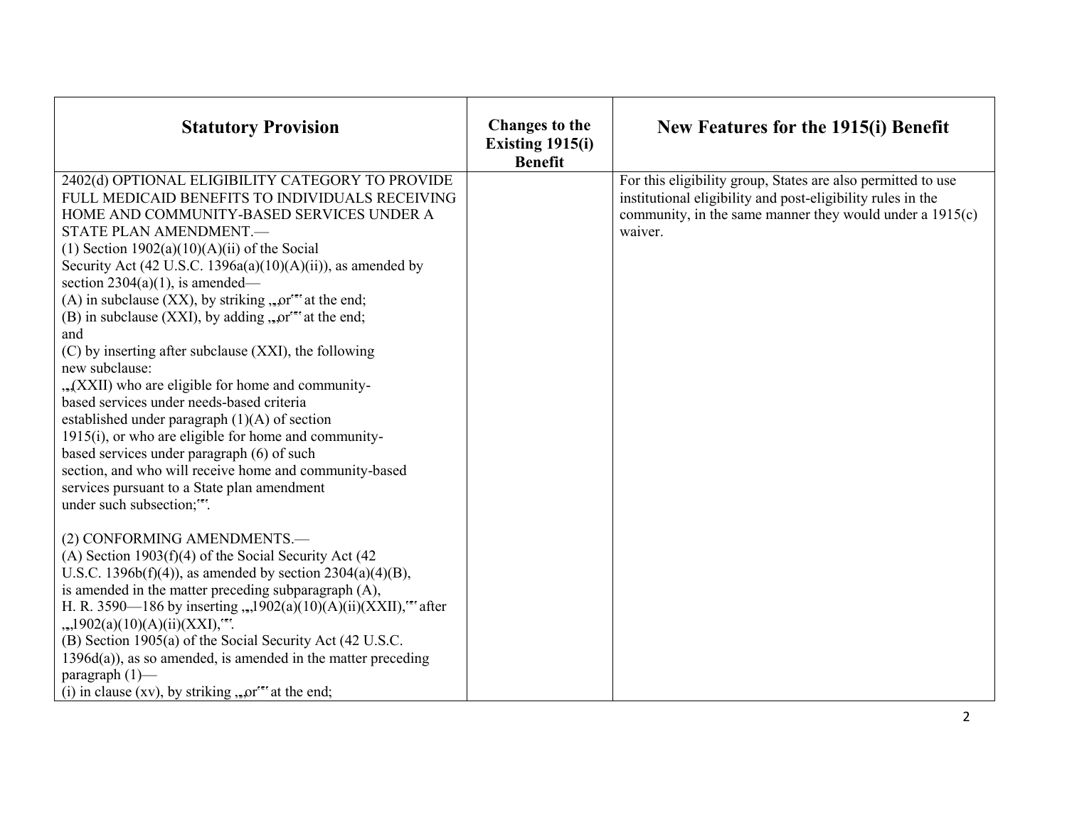| Statutory Provision | Changes to the Existing 1915(i) Benefit | New Features for the 1915(i) Benefit |
| --- | --- | --- |
| 2402(d) OPTIONAL ELIGIBILITY CATEGORY TO PROVIDE FULL MEDICAID BENEFITS TO INDIVIDUALS RECEIVING HOME AND COMMUNITY-BASED SERVICES UNDER A STATE PLAN AMENDMENT.—<br>(1) Section 1902(a)(10)(A)(ii) of the Social Security Act (42 U.S.C. 1396a(a)(10)(A)(ii)), as amended by section 2304(a)(1), is amended—<br>(A) in subclause (XX), by striking ''or'' at the end;<br>(B) in subclause (XXI), by adding ''or'' at the end; and<br>(C) by inserting after subclause (XXI), the following new subclause:<br>''(XXII) who are eligible for home and community-based services under needs-based criteria established under paragraph (1)(A) of section 1915(i), or who are eligible for home and community-based services under paragraph (6) of such section, and who will receive home and community-based services pursuant to a State plan amendment under such subsection;''.<br><br>(2) CONFORMING AMENDMENTS.—<br>(A) Section 1903(f)(4) of the Social Security Act (42 U.S.C. 1396b(f)(4)), as amended by section 2304(a)(4)(B), is amended in the matter preceding subparagraph (A), H. R. 3590—186 by inserting ''1902(a)(10)(A)(ii)(XXII),'' after ''1902(a)(10)(A)(ii)(XXI),''.<br>(B) Section 1905(a) of the Social Security Act (42 U.S.C. 1396d(a)), as so amended, is amended in the matter preceding paragraph (1)—<br>(i) in clause (xv), by striking ''or'' at the end; | | For this eligibility group, States are also permitted to use institutional eligibility and post-eligibility rules in the community, in the same manner they would under a 1915(c) waiver. |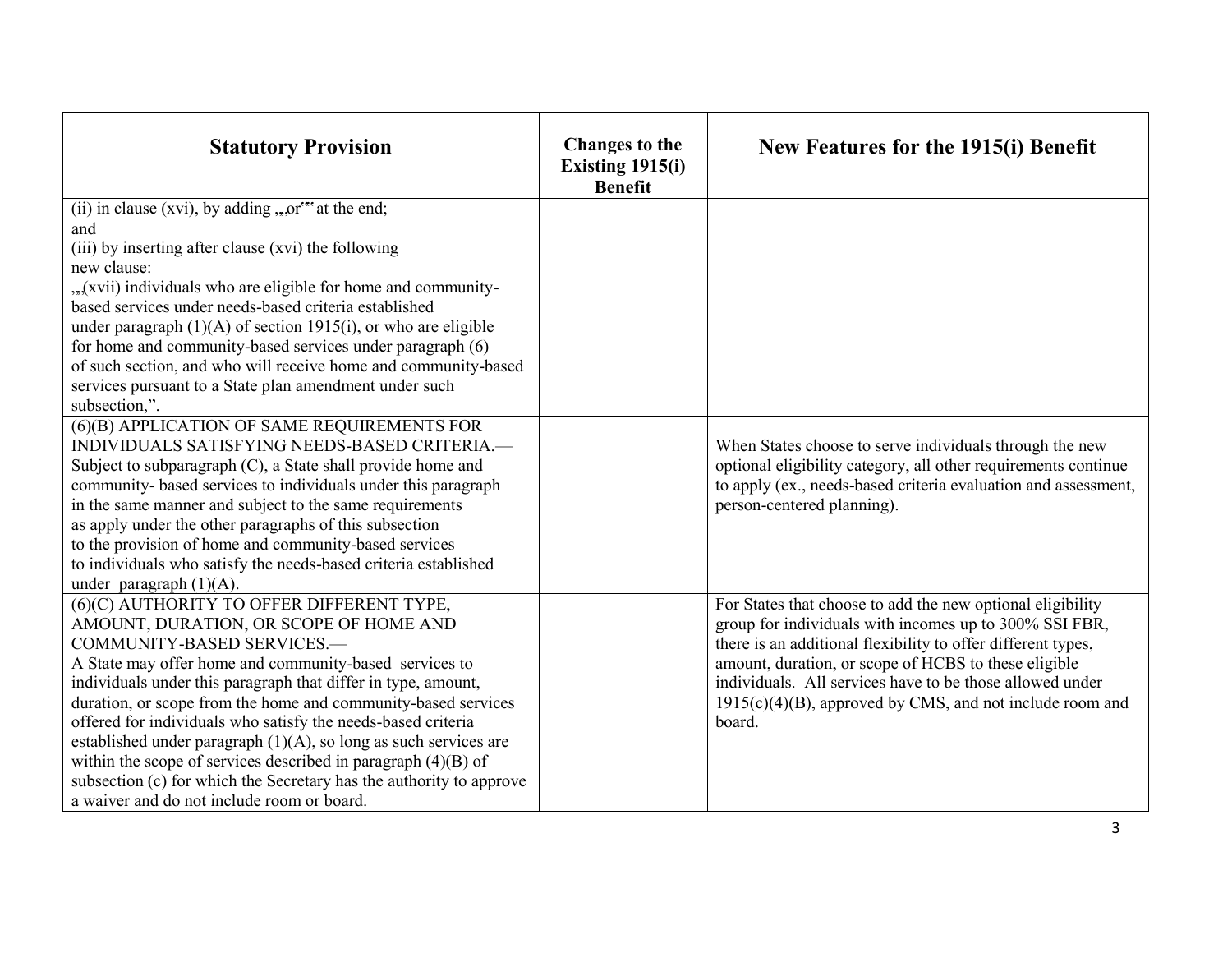| Statutory Provision | Changes to the Existing 1915(i) Benefit | New Features for the 1915(i) Benefit |
|---|---|---|
| (ii) in clause (xvi), by adding "or" at the end; and<br>(iii) by inserting after clause (xvi) the following new clause:<br>"(xvii) individuals who are eligible for home and community-based services under needs-based criteria established under paragraph (1)(A) of section 1915(i), or who are eligible for home and community-based services under paragraph (6) of such section, and who will receive home and community-based services pursuant to a State plan amendment under such subsection,". | | |
| (6)(B) APPLICATION OF SAME REQUIREMENTS FOR INDIVIDUALS SATISFYING NEEDS-BASED CRITERIA.— Subject to subparagraph (C), a State shall provide home and community- based services to individuals under this paragraph in the same manner and subject to the same requirements as apply under the other paragraphs of this subsection to the provision of home and community-based services to individuals who satisfy the needs-based criteria established under paragraph (1)(A). | | When States choose to serve individuals through the new optional eligibility category, all other requirements continue to apply (ex., needs-based criteria evaluation and assessment, person-centered planning). |
| (6)(C) AUTHORITY TO OFFER DIFFERENT TYPE, AMOUNT, DURATION, OR SCOPE OF HOME AND COMMUNITY-BASED SERVICES.— A State may offer home and community-based services to individuals under this paragraph that differ in type, amount, duration, or scope from the home and community-based services offered for individuals who satisfy the needs-based criteria established under paragraph (1)(A), so long as such services are within the scope of services described in paragraph (4)(B) of subsection (c) for which the Secretary has the authority to approve a waiver and do not include room or board. | | For States that choose to add the new optional eligibility group for individuals with incomes up to 300% SSI FBR, there is an additional flexibility to offer different types, amount, duration, or scope of HCBS to these eligible individuals. All services have to be those allowed under 1915(c)(4)(B), approved by CMS, and not include room and board. |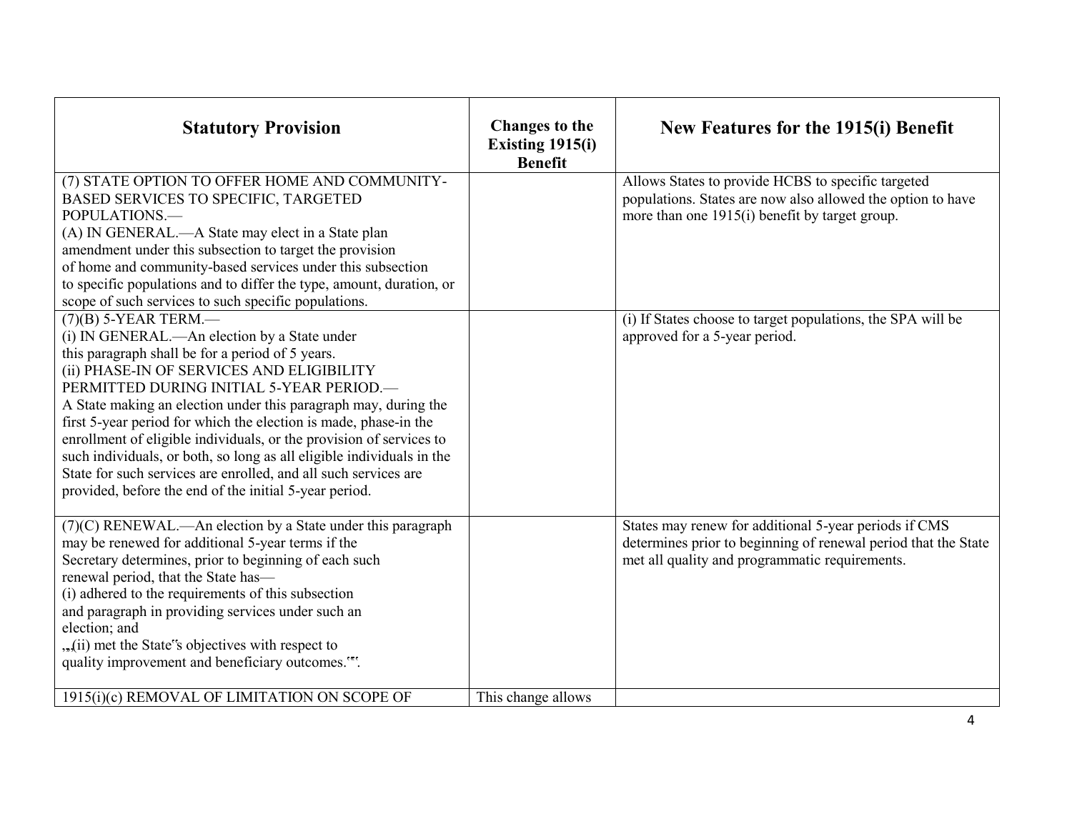| Statutory Provision | Changes to the Existing 1915(i) Benefit | New Features for the 1915(i) Benefit |
|---|---|---|
| (7) STATE OPTION TO OFFER HOME AND COMMUNITY-BASED SERVICES TO SPECIFIC, TARGETED POPULATIONS.—<br>(A) IN GENERAL.—A State may elect in a State plan amendment under this subsection to target the provision of home and community-based services under this subsection to specific populations and to differ the type, amount, duration, or scope of such services to such specific populations. | | Allows States to provide HCBS to specific targeted populations. States are now also allowed the option to have more than one 1915(i) benefit by target group. |
| (7)(B) 5-YEAR TERM.—<br>(i) IN GENERAL.—An election by a State under this paragraph shall be for a period of 5 years.<br>(ii) PHASE-IN OF SERVICES AND ELIGIBILITY PERMITTED DURING INITIAL 5-YEAR PERIOD.—<br>A State making an election under this paragraph may, during the first 5-year period for which the election is made, phase-in the enrollment of eligible individuals, or the provision of services to such individuals, or both, so long as all eligible individuals in the State for such services are enrolled, and all such services are provided, before the end of the initial 5-year period. | | (i) If States choose to target populations, the SPA will be approved for a 5-year period. |
| (7)(C) RENEWAL.—An election by a State under this paragraph may be renewed for additional 5-year terms if the Secretary determines, prior to beginning of each such renewal period, that the State has—<br>(i) adhered to the requirements of this subsection and paragraph in providing services under such an election; and<br>„(ii) met the State"s objectives with respect to quality improvement and beneficiary outcomes."". | | States may renew for additional 5-year periods if CMS determines prior to beginning of renewal period that the State met all quality and programmatic requirements. |
| 1915(i)(c) REMOVAL OF LIMITATION ON SCOPE OF | This change allows | |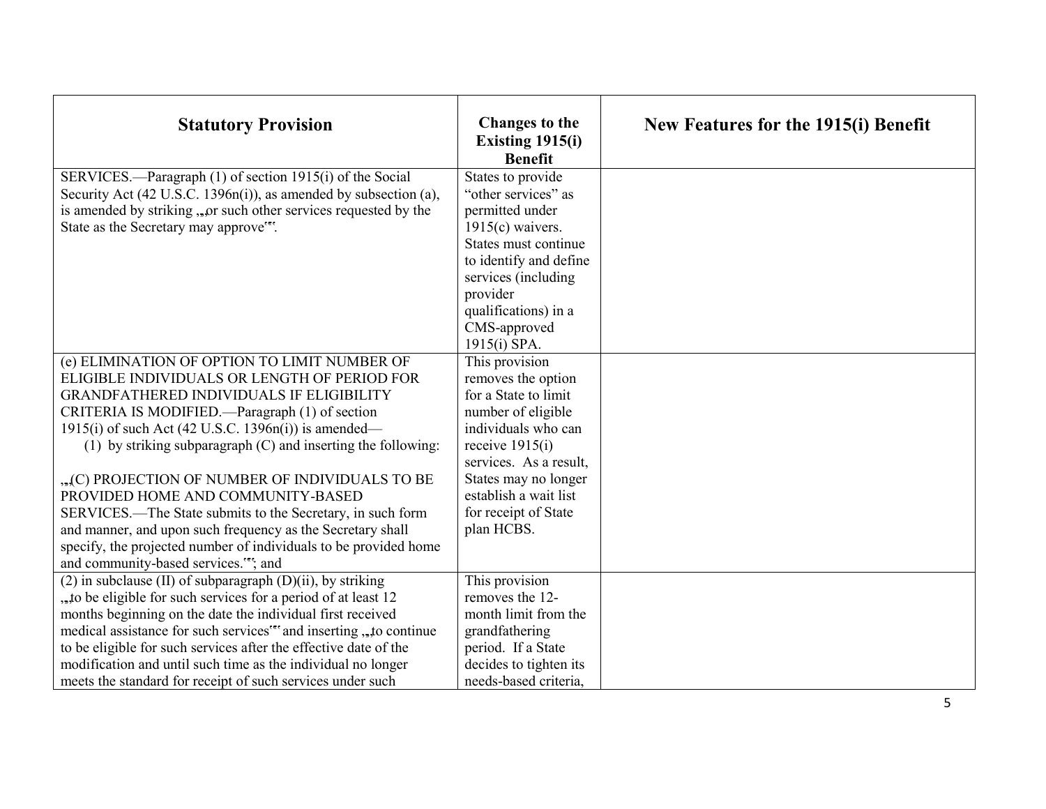| Statutory Provision | Changes to the Existing 1915(i) Benefit | New Features for the 1915(i) Benefit |
|---|---|---|
| SERVICES.—Paragraph (1) of section 1915(i) of the Social Security Act (42 U.S.C. 1396n(i)), as amended by subsection (a), is amended by striking ‚‚or such other services requested by the State as the Secretary may approve''. | States to provide "other services" as permitted under 1915(c) waivers. States must continue to identify and define services (including provider qualifications) in a CMS-approved 1915(i) SPA. | |
| (e) ELIMINATION OF OPTION TO LIMIT NUMBER OF ELIGIBLE INDIVIDUALS OR LENGTH OF PERIOD FOR GRANDFATHERED INDIVIDUALS IF ELIGIBILITY CRITERIA IS MODIFIED.—Paragraph (1) of section 1915(i) of such Act (42 U.S.C. 1396n(i)) is amended— (1) by striking subparagraph (C) and inserting the following: ‚‚(C) PROJECTION OF NUMBER OF INDIVIDUALS TO BE PROVIDED HOME AND COMMUNITY-BASED SERVICES.—The State submits to the Secretary, in such form and manner, and upon such frequency as the Secretary shall specify, the projected number of individuals to be provided home and community-based services.''; and | This provision removes the option for a State to limit number of eligible individuals who can receive 1915(i) services. As a result, States may no longer establish a wait list for receipt of State plan HCBS. | |
| (2) in subclause (II) of subparagraph (D)(ii), by striking ‚‚to be eligible for such services for a period of at least 12 months beginning on the date the individual first received medical assistance for such services'' and inserting ‚‚to continue to be eligible for such services after the effective date of the modification and until such time as the individual no longer meets the standard for receipt of such services under such | This provision removes the 12-month limit from the grandfathering period. If a State decides to tighten its needs-based criteria, | |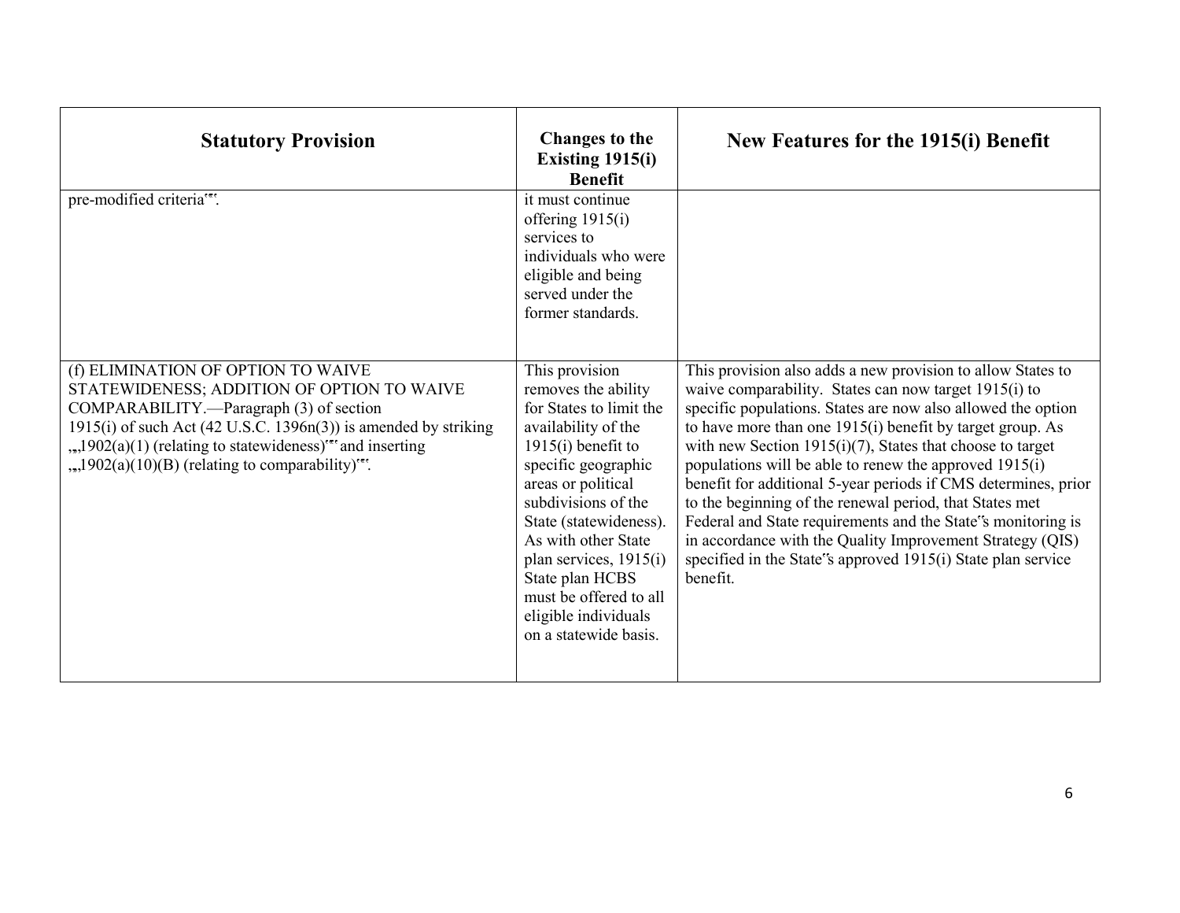| Statutory Provision | Changes to the Existing 1915(i) Benefit | New Features for the 1915(i) Benefit |
|---|---|---|
| pre-modified criteria"". | it must continue offering 1915(i) services to individuals who were eligible and being served under the former standards. | |
| (f) ELIMINATION OF OPTION TO WAIVE STATEWIDENESS; ADDITION OF OPTION TO WAIVE COMPARABILITY.—Paragraph (3) of section 1915(i) of such Act (42 U.S.C. 1396n(3)) is amended by striking „1902(a)(1) (relating to statewideness)"" and inserting „1902(a)(10)(B) (relating to comparability)"". | This provision removes the ability for States to limit the availability of the 1915(i) benefit to specific geographic areas or political subdivisions of the State (statewideness). As with other State plan services, 1915(i) State plan HCBS must be offered to all eligible individuals on a statewide basis. | This provision also adds a new provision to allow States to waive comparability. States can now target 1915(i) to specific populations. States are now also allowed the option to have more than one 1915(i) benefit by target group. As with new Section 1915(i)(7), States that choose to target populations will be able to renew the approved 1915(i) benefit for additional 5-year periods if CMS determines, prior to the beginning of the renewal period, that States met Federal and State requirements and the State"s monitoring is in accordance with the Quality Improvement Strategy (QIS) specified in the State"s approved 1915(i) State plan service benefit. |